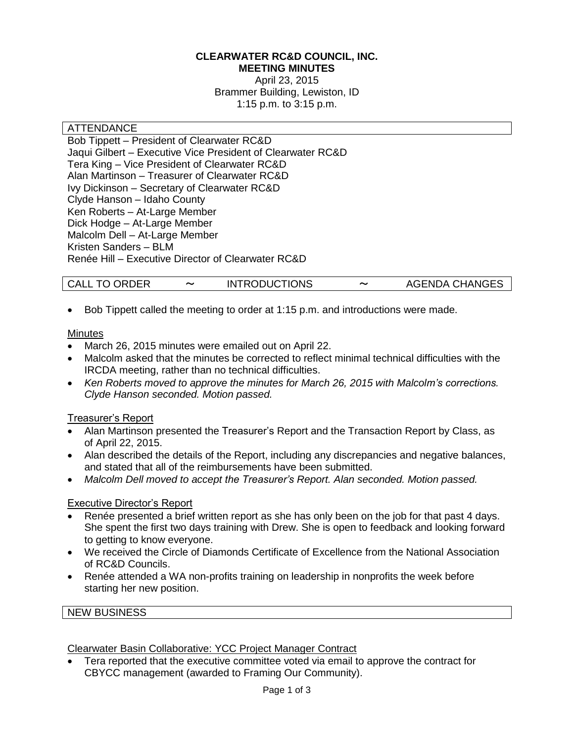**CLEARWATER RC&D COUNCIL, INC.**
**MEETING MINUTES**
April 23, 2015
Brammer Building, Lewiston, ID
1:15 p.m. to 3:15 p.m.

## ATTENDANCE

Bob Tippett – President of Clearwater RC&D
Jaqui Gilbert – Executive Vice President of Clearwater RC&D
Tera King – Vice President of Clearwater RC&D
Alan Martinson – Treasurer of Clearwater RC&D
Ivy Dickinson – Secretary of Clearwater RC&D
Clyde Hanson – Idaho County
Ken Roberts – At-Large Member
Dick Hodge – At-Large Member
Malcolm Dell – At-Large Member
Kristen Sanders – BLM
Renée Hill – Executive Director of Clearwater RC&D

## CALL TO ORDER ~ INTRODUCTIONS ~ AGENDA CHANGES

- Bob Tippett called the meeting to order at 1:15 p.m. and introductions were made.

### Minutes

- March 26, 2015 minutes were emailed out on April 22.
- Malcolm asked that the minutes be corrected to reflect minimal technical difficulties with the IRCDA meeting, rather than no technical difficulties.
- *Ken Roberts moved to approve the minutes for March 26, 2015 with Malcolm's corrections. Clyde Hanson seconded. Motion passed.*

### Treasurer's Report

- Alan Martinson presented the Treasurer's Report and the Transaction Report by Class, as of April 22, 2015.
- Alan described the details of the Report, including any discrepancies and negative balances, and stated that all of the reimbursements have been submitted.
- *Malcolm Dell moved to accept the Treasurer's Report. Alan seconded. Motion passed.*

### Executive Director's Report

- Renée presented a brief written report as she has only been on the job for that past 4 days. She spent the first two days training with Drew. She is open to feedback and looking forward to getting to know everyone.
- We received the Circle of Diamonds Certificate of Excellence from the National Association of RC&D Councils.
- Renée attended a WA non-profits training on leadership in nonprofits the week before starting her new position.

## NEW BUSINESS

### Clearwater Basin Collaborative: YCC Project Manager Contract

- Tera reported that the executive committee voted via email to approve the contract for CBYCC management (awarded to Framing Our Community).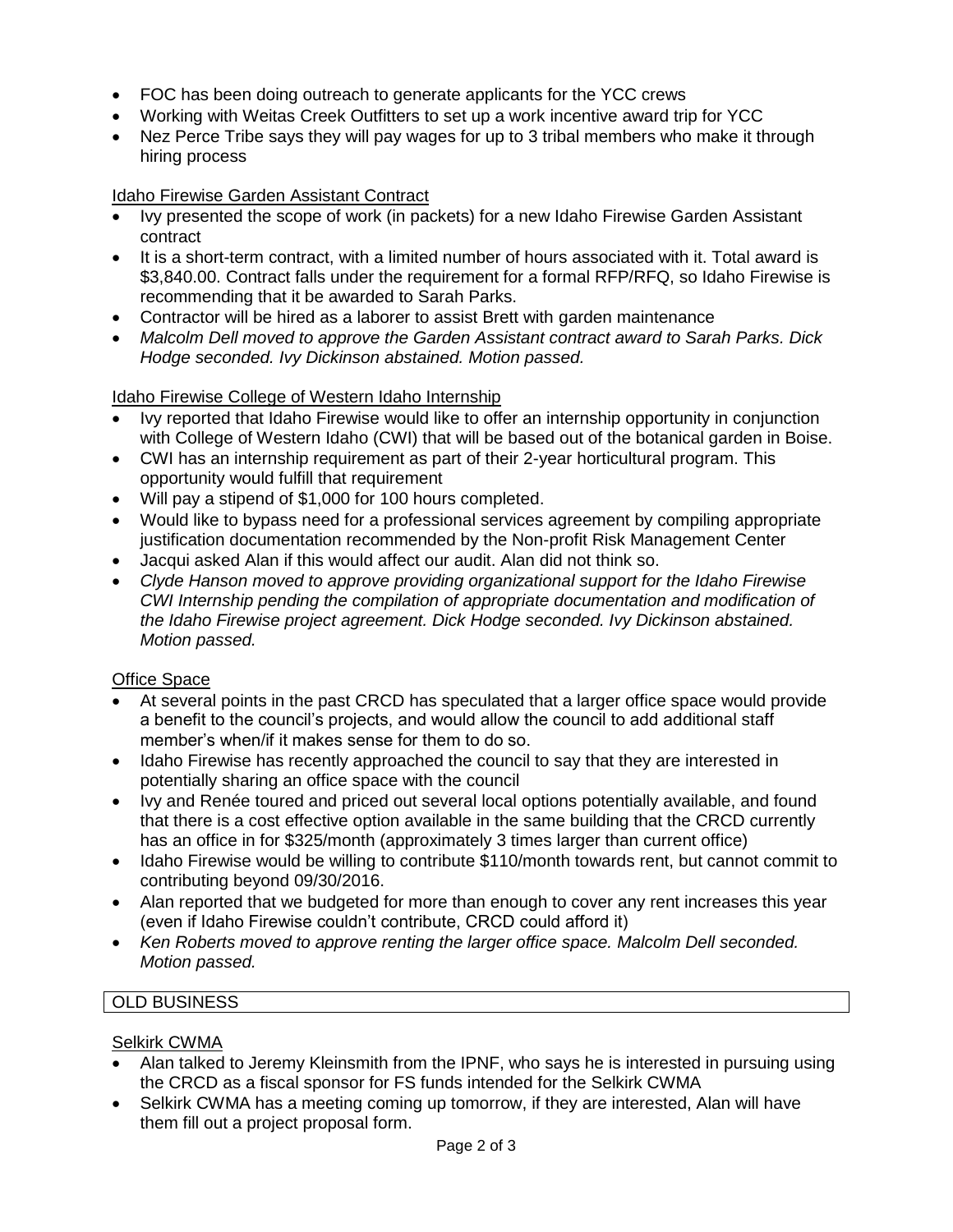- FOC has been doing outreach to generate applicants for the YCC crews
- Working with Weitas Creek Outfitters to set up a work incentive award trip for YCC
- Nez Perce Tribe says they will pay wages for up to 3 tribal members who make it through hiring process

Idaho Firewise Garden Assistant Contract

- Ivy presented the scope of work (in packets) for a new Idaho Firewise Garden Assistant contract
- It is a short-term contract, with a limited number of hours associated with it. Total award is $3,840.00. Contract falls under the requirement for a formal RFP/RFQ, so Idaho Firewise is recommending that it be awarded to Sarah Parks.
- Contractor will be hired as a laborer to assist Brett with garden maintenance
- *Malcolm Dell moved to approve the Garden Assistant contract award to Sarah Parks. Dick Hodge seconded. Ivy Dickinson abstained. Motion passed.*

Idaho Firewise College of Western Idaho Internship

- Ivy reported that Idaho Firewise would like to offer an internship opportunity in conjunction with College of Western Idaho (CWI) that will be based out of the botanical garden in Boise.
- CWI has an internship requirement as part of their 2-year horticultural program. This opportunity would fulfill that requirement
- Will pay a stipend of $1,000 for 100 hours completed.
- Would like to bypass need for a professional services agreement by compiling appropriate justification documentation recommended by the Non-profit Risk Management Center
- Jacqui asked Alan if this would affect our audit. Alan did not think so.
- *Clyde Hanson moved to approve providing organizational support for the Idaho Firewise CWI Internship pending the compilation of appropriate documentation and modification of the Idaho Firewise project agreement. Dick Hodge seconded. Ivy Dickinson abstained. Motion passed.*

Office Space

- At several points in the past CRCD has speculated that a larger office space would provide a benefit to the council's projects, and would allow the council to add additional staff member's when/if it makes sense for them to do so.
- Idaho Firewise has recently approached the council to say that they are interested in potentially sharing an office space with the council
- Ivy and Renée toured and priced out several local options potentially available, and found that there is a cost effective option available in the same building that the CRCD currently has an office in for $325/month (approximately 3 times larger than current office)
- Idaho Firewise would be willing to contribute $110/month towards rent, but cannot commit to contributing beyond 09/30/2016.
- Alan reported that we budgeted for more than enough to cover any rent increases this year (even if Idaho Firewise couldn't contribute, CRCD could afford it)
- *Ken Roberts moved to approve renting the larger office space. Malcolm Dell seconded. Motion passed.*

## OLD BUSINESS

Selkirk CWMA

- Alan talked to Jeremy Kleinsmith from the IPNF, who says he is interested in pursuing using the CRCD as a fiscal sponsor for FS funds intended for the Selkirk CWMA
- Selkirk CWMA has a meeting coming up tomorrow, if they are interested, Alan will have them fill out a project proposal form.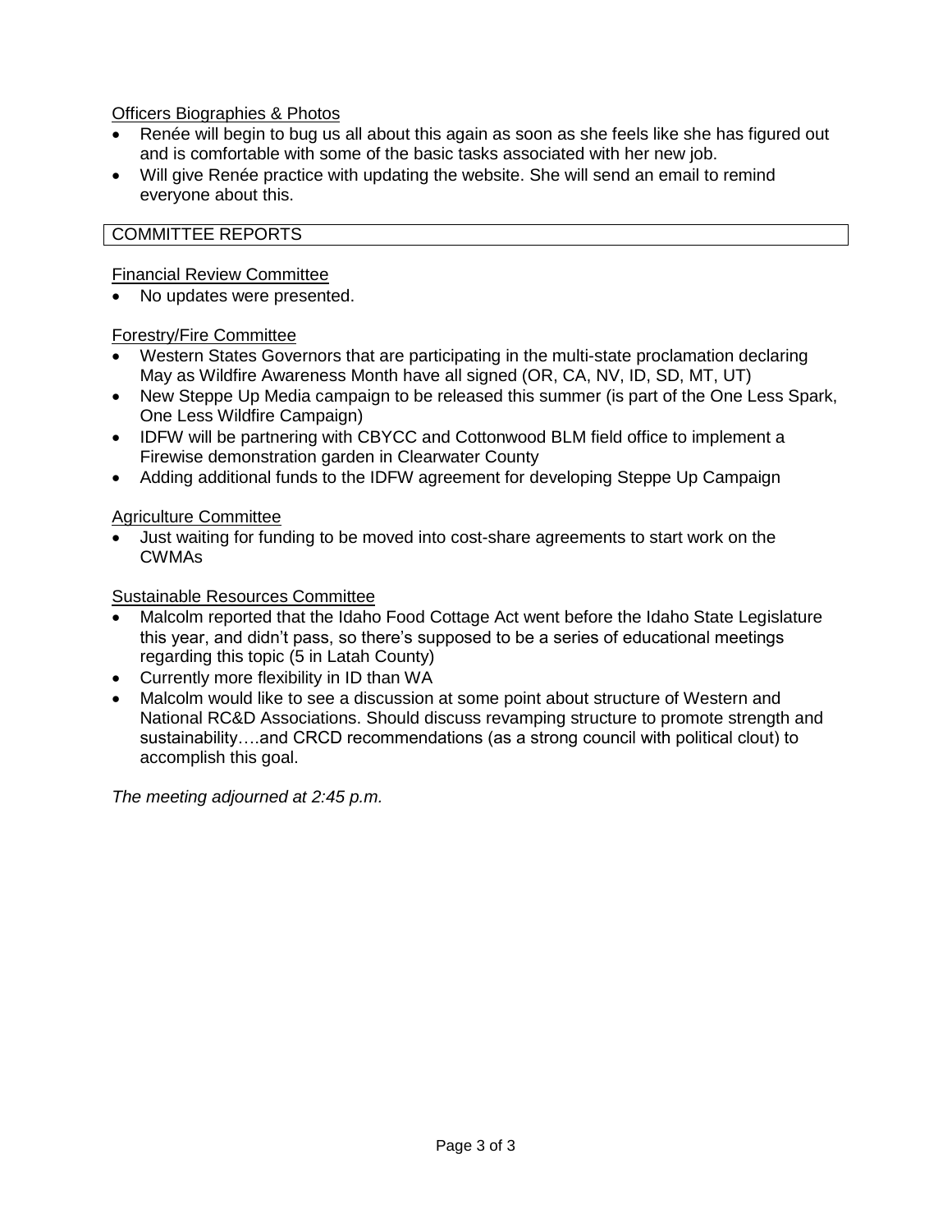Officers Biographies & Photos

- Renée will begin to bug us all about this again as soon as she feels like she has figured out and is comfortable with some of the basic tasks associated with her new job.
- Will give Renée practice with updating the website. She will send an email to remind everyone about this.

## COMMITTEE REPORTS

Financial Review Committee

- No updates were presented.

Forestry/Fire Committee

- Western States Governors that are participating in the multi-state proclamation declaring May as Wildfire Awareness Month have all signed (OR, CA, NV, ID, SD, MT, UT)
- New Steppe Up Media campaign to be released this summer (is part of the One Less Spark, One Less Wildfire Campaign)
- IDFW will be partnering with CBYCC and Cottonwood BLM field office to implement a Firewise demonstration garden in Clearwater County
- Adding additional funds to the IDFW agreement for developing Steppe Up Campaign

Agriculture Committee

- Just waiting for funding to be moved into cost-share agreements to start work on the CWMAs

Sustainable Resources Committee

- Malcolm reported that the Idaho Food Cottage Act went before the Idaho State Legislature this year, and didn't pass, so there's supposed to be a series of educational meetings regarding this topic (5 in Latah County)
- Currently more flexibility in ID than WA
- Malcolm would like to see a discussion at some point about structure of Western and National RC&D Associations. Should discuss revamping structure to promote strength and sustainability….and CRCD recommendations (as a strong council with political clout) to accomplish this goal.

*The meeting adjourned at 2:45 p.m.*